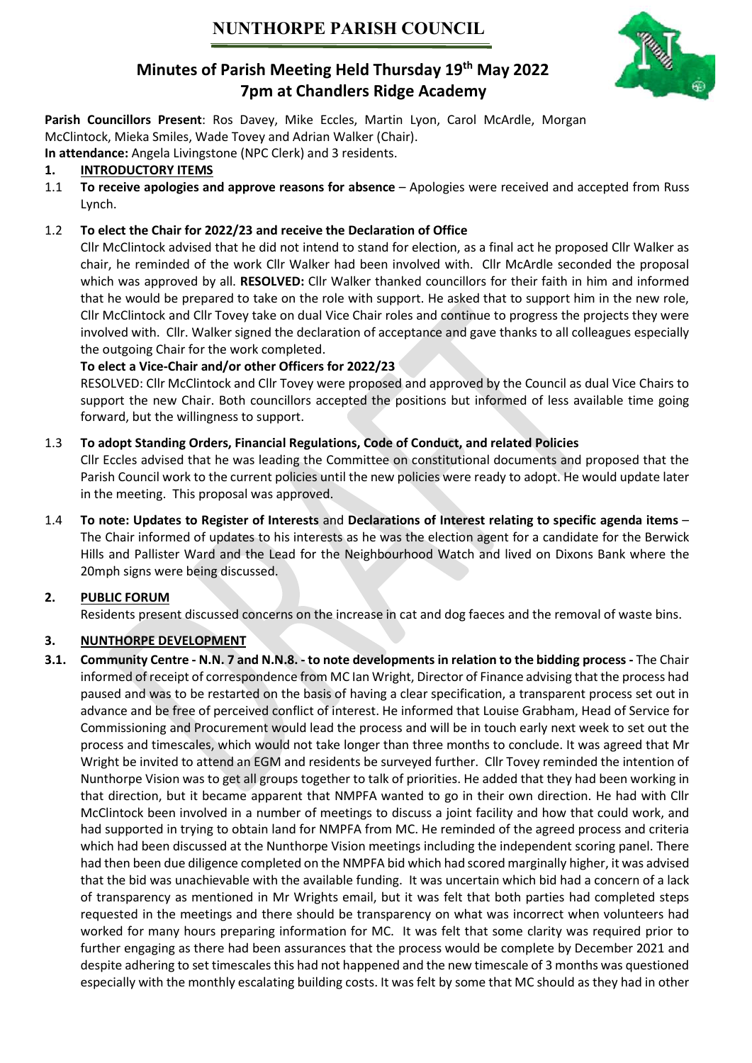# NUNTHORPE PARISH COUNCIL

## Minutes of Parish Meeting Held Thursday 19th May 2022
## 7pm at Chandlers Ridge Academy

**Parish Councillors Present**: Ros Davey, Mike Eccles, Martin Lyon, Carol McArdle, Morgan McClintock, Mieka Smiles, Wade Tovey and Adrian Walker (Chair).
**In attendance:** Angela Livingstone (NPC Clerk) and 3 residents.

**1. INTRODUCTORY ITEMS**

1.1 **To receive apologies and approve reasons for absence** – Apologies were received and accepted from Russ Lynch.

1.2 **To elect the Chair for 2022/23 and receive the Declaration of Office**
Cllr McClintock advised that he did not intend to stand for election, as a final act he proposed Cllr Walker as chair, he reminded of the work Cllr Walker had been involved with. Cllr McArdle seconded the proposal which was approved by all. **RESOLVED:** Cllr Walker thanked councillors for their faith in him and informed that he would be prepared to take on the role with support. He asked that to support him in the new role, Cllr McClintock and Cllr Tovey take on dual Vice Chair roles and continue to progress the projects they were involved with. Cllr. Walker signed the declaration of acceptance and gave thanks to all colleagues especially the outgoing Chair for the work completed.

**To elect a Vice-Chair and/or other Officers for 2022/23**
RESOLVED: Cllr McClintock and Cllr Tovey were proposed and approved by the Council as dual Vice Chairs to support the new Chair. Both councillors accepted the positions but informed of less available time going forward, but the willingness to support.

1.3 **To adopt Standing Orders, Financial Regulations, Code of Conduct, and related Policies**
Cllr Eccles advised that he was leading the Committee on constitutional documents and proposed that the Parish Council work to the current policies until the new policies were ready to adopt. He would update later in the meeting. This proposal was approved.

1.4 **To note: Updates to Register of Interests** and **Declarations of Interest relating to specific agenda items** – The Chair informed of updates to his interests as he was the election agent for a candidate for the Berwick Hills and Pallister Ward and the Lead for the Neighbourhood Watch and lived on Dixons Bank where the 20mph signs were being discussed.

**2. PUBLIC FORUM**

Residents present discussed concerns on the increase in cat and dog faeces and the removal of waste bins.

**3. NUNTHORPE DEVELOPMENT**

**3.1. Community Centre - N.N. 7 and N.N.8. - to note developments in relation to the bidding process -** The Chair informed of receipt of correspondence from MC Ian Wright, Director of Finance advising that the process had paused and was to be restarted on the basis of having a clear specification, a transparent process set out in advance and be free of perceived conflict of interest. He informed that Louise Grabham, Head of Service for Commissioning and Procurement would lead the process and will be in touch early next week to set out the process and timescales, which would not take longer than three months to conclude. It was agreed that Mr Wright be invited to attend an EGM and residents be surveyed further. Cllr Tovey reminded the intention of Nunthorpe Vision was to get all groups together to talk of priorities. He added that they had been working in that direction, but it became apparent that NMPFA wanted to go in their own direction. He had with Cllr McClintock been involved in a number of meetings to discuss a joint facility and how that could work, and had supported in trying to obtain land for NMPFA from MC. He reminded of the agreed process and criteria which had been discussed at the Nunthorpe Vision meetings including the independent scoring panel. There had then been due diligence completed on the NMPFA bid which had scored marginally higher, it was advised that the bid was unachievable with the available funding. It was uncertain which bid had a concern of a lack of transparency as mentioned in Mr Wrights email, but it was felt that both parties had completed steps requested in the meetings and there should be transparency on what was incorrect when volunteers had worked for many hours preparing information for MC. It was felt that some clarity was required prior to further engaging as there had been assurances that the process would be complete by December 2021 and despite adhering to set timescales this had not happened and the new timescale of 3 months was questioned especially with the monthly escalating building costs. It was felt by some that MC should as they had in other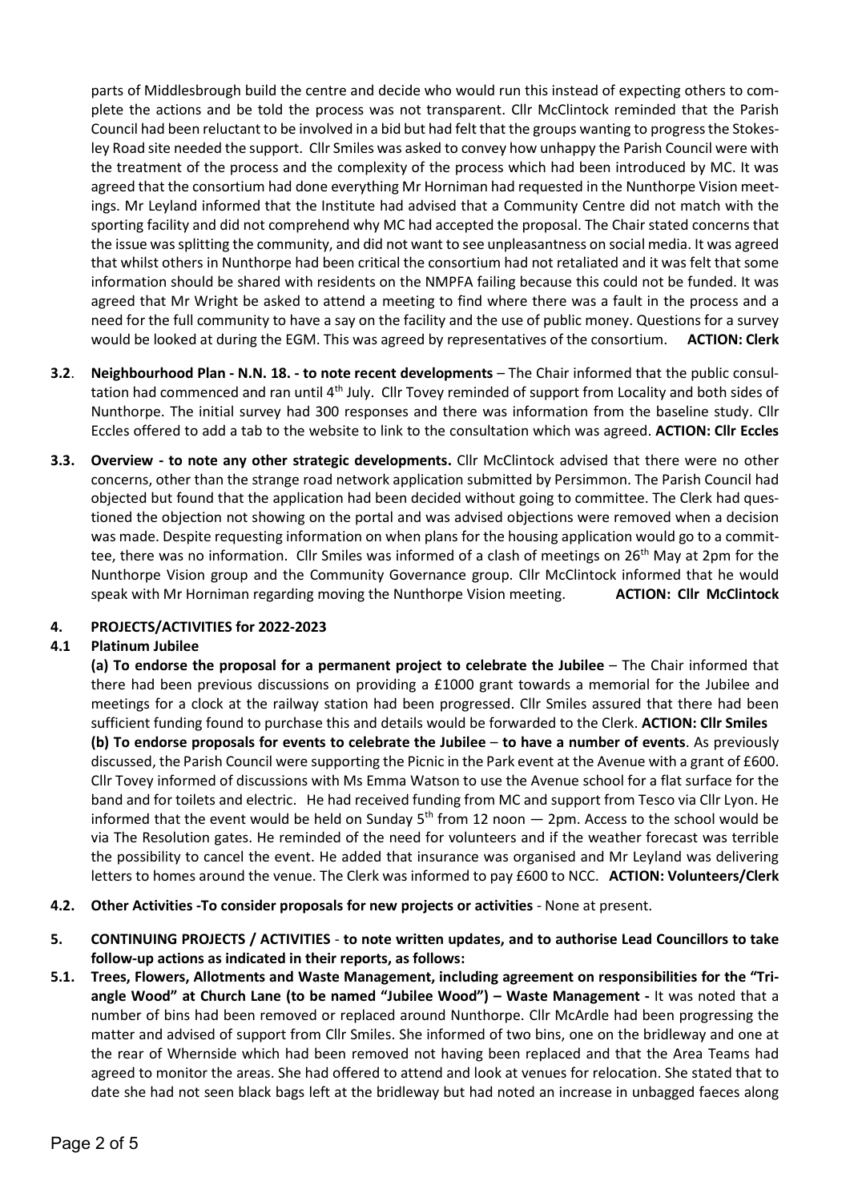parts of Middlesbrough build the centre and decide who would run this instead of expecting others to complete the actions and be told the process was not transparent. Cllr McClintock reminded that the Parish Council had been reluctant to be involved in a bid but had felt that the groups wanting to progress the Stokesley Road site needed the support. Cllr Smiles was asked to convey how unhappy the Parish Council were with the treatment of the process and the complexity of the process which had been introduced by MC. It was agreed that the consortium had done everything Mr Horniman had requested in the Nunthorpe Vision meetings. Mr Leyland informed that the Institute had advised that a Community Centre did not match with the sporting facility and did not comprehend why MC had accepted the proposal. The Chair stated concerns that the issue was splitting the community, and did not want to see unpleasantness on social media. It was agreed that whilst others in Nunthorpe had been critical the consortium had not retaliated and it was felt that some information should be shared with residents on the NMPFA failing because this could not be funded. It was agreed that Mr Wright be asked to attend a meeting to find where there was a fault in the process and a need for the full community to have a say on the facility and the use of public money. Questions for a survey would be looked at during the EGM. This was agreed by representatives of the consortium. **ACTION: Clerk**

**3.2**. **Neighbourhood Plan - N.N. 18. - to note recent developments** – The Chair informed that the public consultation had commenced and ran until 4th July. Cllr Tovey reminded of support from Locality and both sides of Nunthorpe. The initial survey had 300 responses and there was information from the baseline study. Cllr Eccles offered to add a tab to the website to link to the consultation which was agreed. **ACTION: Cllr Eccles**

**3.3. Overview - to note any other strategic developments.** Cllr McClintock advised that there were no other concerns, other than the strange road network application submitted by Persimmon. The Parish Council had objected but found that the application had been decided without going to committee. The Clerk had questioned the objection not showing on the portal and was advised objections were removed when a decision was made. Despite requesting information on when plans for the housing application would go to a committee, there was no information. Cllr Smiles was informed of a clash of meetings on 26th May at 2pm for the Nunthorpe Vision group and the Community Governance group. Cllr McClintock informed that he would speak with Mr Horniman regarding moving the Nunthorpe Vision meeting. **ACTION: Cllr McClintock**

## 4. PROJECTS/ACTIVITIES for 2022-2023

### 4.1 Platinum Jubilee

**(a) To endorse the proposal for a permanent project to celebrate the Jubilee** – The Chair informed that there had been previous discussions on providing a £1000 grant towards a memorial for the Jubilee and meetings for a clock at the railway station had been progressed. Cllr Smiles assured that there had been sufficient funding found to purchase this and details would be forwarded to the Clerk. **ACTION: Cllr Smiles**

**(b) To endorse proposals for events to celebrate the Jubilee** – **to have a number of events**. As previously discussed, the Parish Council were supporting the Picnic in the Park event at the Avenue with a grant of £600. Cllr Tovey informed of discussions with Ms Emma Watson to use the Avenue school for a flat surface for the band and for toilets and electric. He had received funding from MC and support from Tesco via Cllr Lyon. He informed that the event would be held on Sunday 5th from 12 noon — 2pm. Access to the school would be via The Resolution gates. He reminded of the need for volunteers and if the weather forecast was terrible the possibility to cancel the event. He added that insurance was organised and Mr Leyland was delivering letters to homes around the venue. The Clerk was informed to pay £600 to NCC. **ACTION: Volunteers/Clerk**

**4.2. Other Activities -To consider proposals for new projects or activities** - None at present.

**5. CONTINUING PROJECTS / ACTIVITIES** - **to note written updates, and to authorise Lead Councillors to take follow-up actions as indicated in their reports, as follows:**

**5.1. Trees, Flowers, Allotments and Waste Management, including agreement on responsibilities for the "Triangle Wood" at Church Lane (to be named "Jubilee Wood") – Waste Management -** It was noted that a number of bins had been removed or replaced around Nunthorpe. Cllr McArdle had been progressing the matter and advised of support from Cllr Smiles. She informed of two bins, one on the bridleway and one at the rear of Whernside which had been removed not having been replaced and that the Area Teams had agreed to monitor the areas. She had offered to attend and look at venues for relocation. She stated that to date she had not seen black bags left at the bridleway but had noted an increase in unbagged faeces along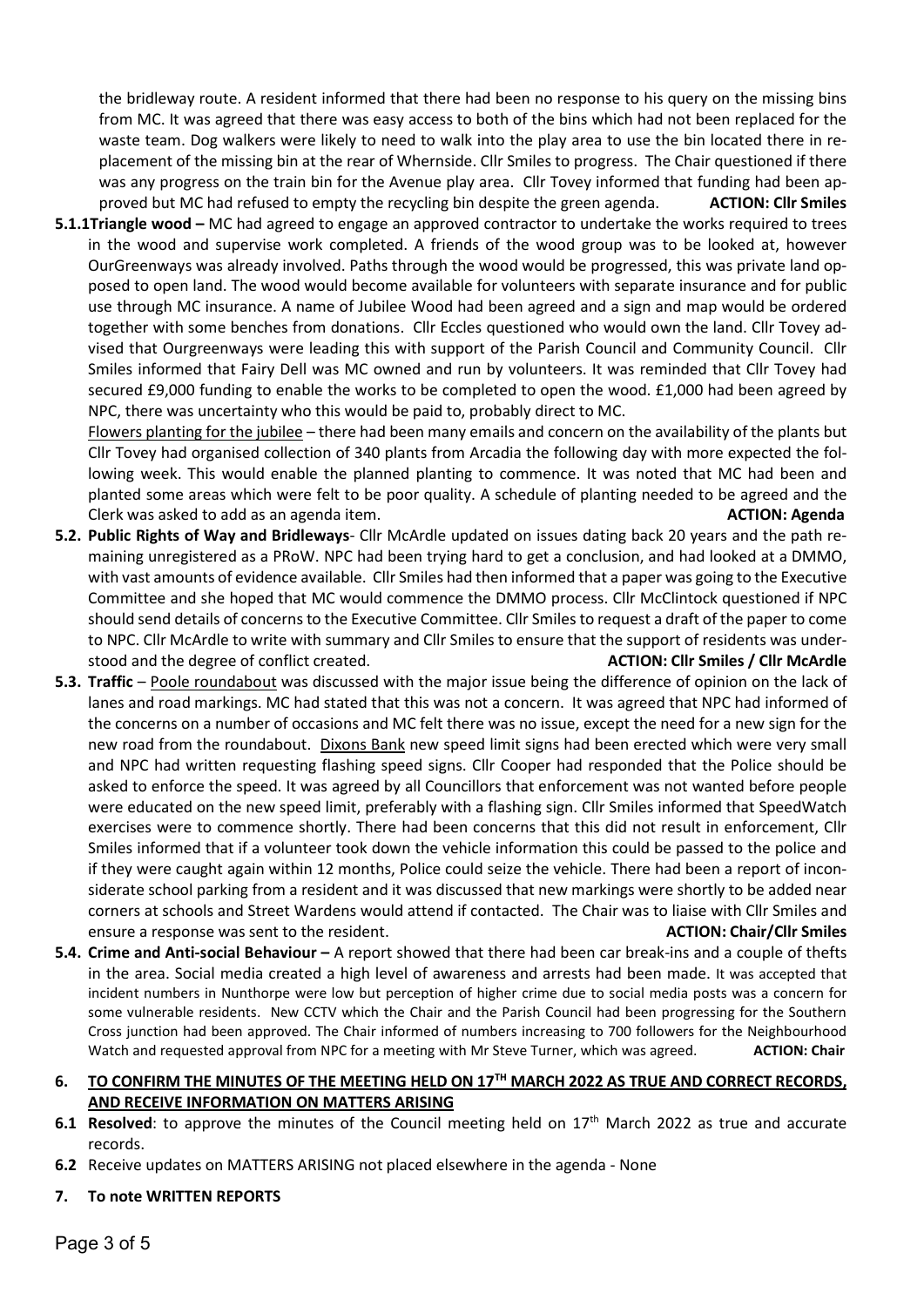the bridleway route. A resident informed that there had been no response to his query on the missing bins from MC. It was agreed that there was easy access to both of the bins which had not been replaced for the waste team. Dog walkers were likely to need to walk into the play area to use the bin located there in replacement of the missing bin at the rear of Whernside. Cllr Smiles to progress. The Chair questioned if there was any progress on the train bin for the Avenue play area. Cllr Tovey informed that funding had been approved but MC had refused to empty the recycling bin despite the green agenda. **ACTION: Cllr Smiles**

**5.1.1 Triangle wood –** MC had agreed to engage an approved contractor to undertake the works required to trees in the wood and supervise work completed. A friends of the wood group was to be looked at, however OurGreenways was already involved. Paths through the wood would be progressed, this was private land opposed to open land. The wood would become available for volunteers with separate insurance and for public use through MC insurance. A name of Jubilee Wood had been agreed and a sign and map would be ordered together with some benches from donations. Cllr Eccles questioned who would own the land. Cllr Tovey advised that Ourgreenways were leading this with support of the Parish Council and Community Council. Cllr Smiles informed that Fairy Dell was MC owned and run by volunteers. It was reminded that Cllr Tovey had secured £9,000 funding to enable the works to be completed to open the wood. £1,000 had been agreed by NPC, there was uncertainty who this would be paid to, probably direct to MC.

Flowers planting for the jubilee – there had been many emails and concern on the availability of the plants but Cllr Tovey had organised collection of 340 plants from Arcadia the following day with more expected the following week. This would enable the planned planting to commence. It was noted that MC had been and planted some areas which were felt to be poor quality. A schedule of planting needed to be agreed and the Clerk was asked to add as an agenda item. **ACTION: Agenda**

**5.2. Public Rights of Way and Bridleways**- Cllr McArdle updated on issues dating back 20 years and the path remaining unregistered as a PRoW. NPC had been trying hard to get a conclusion, and had looked at a DMMO, with vast amounts of evidence available. Cllr Smiles had then informed that a paper was going to the Executive Committee and she hoped that MC would commence the DMMO process. Cllr McClintock questioned if NPC should send details of concerns to the Executive Committee. Cllr Smiles to request a draft of the paper to come to NPC. Cllr McArdle to write with summary and Cllr Smiles to ensure that the support of residents was understood and the degree of conflict created. **ACTION: Cllr Smiles / Cllr McArdle**

**5.3. Traffic** – Poole roundabout was discussed with the major issue being the difference of opinion on the lack of lanes and road markings. MC had stated that this was not a concern. It was agreed that NPC had informed of the concerns on a number of occasions and MC felt there was no issue, except the need for a new sign for the new road from the roundabout. Dixons Bank new speed limit signs had been erected which were very small and NPC had written requesting flashing speed signs. Cllr Cooper had responded that the Police should be asked to enforce the speed. It was agreed by all Councillors that enforcement was not wanted before people were educated on the new speed limit, preferably with a flashing sign. Cllr Smiles informed that SpeedWatch exercises were to commence shortly. There had been concerns that this did not result in enforcement, Cllr Smiles informed that if a volunteer took down the vehicle information this could be passed to the police and if they were caught again within 12 months, Police could seize the vehicle. There had been a report of inconsiderate school parking from a resident and it was discussed that new markings were shortly to be added near corners at schools and Street Wardens would attend if contacted. The Chair was to liaise with Cllr Smiles and ensure a response was sent to the resident. **ACTION: Chair/Cllr Smiles**

**5.4. Crime and Anti-social Behaviour –** A report showed that there had been car break-ins and a couple of thefts in the area. Social media created a high level of awareness and arrests had been made. It was accepted that incident numbers in Nunthorpe were low but perception of higher crime due to social media posts was a concern for some vulnerable residents. New CCTV which the Chair and the Parish Council had been progressing for the Southern Cross junction had been approved. The Chair informed of numbers increasing to 700 followers for the Neighbourhood Watch and requested approval from NPC for a meeting with Mr Steve Turner, which was agreed. **ACTION: Chair**

## 6. TO CONFIRM THE MINUTES OF THE MEETING HELD ON 17TH MARCH 2022 AS TRUE AND CORRECT RECORDS, AND RECEIVE INFORMATION ON MATTERS ARISING

**6.1 Resolved**: to approve the minutes of the Council meeting held on 17th March 2022 as true and accurate records.

**6.2** Receive updates on MATTERS ARISING not placed elsewhere in the agenda - None

## 7. To note WRITTEN REPORTS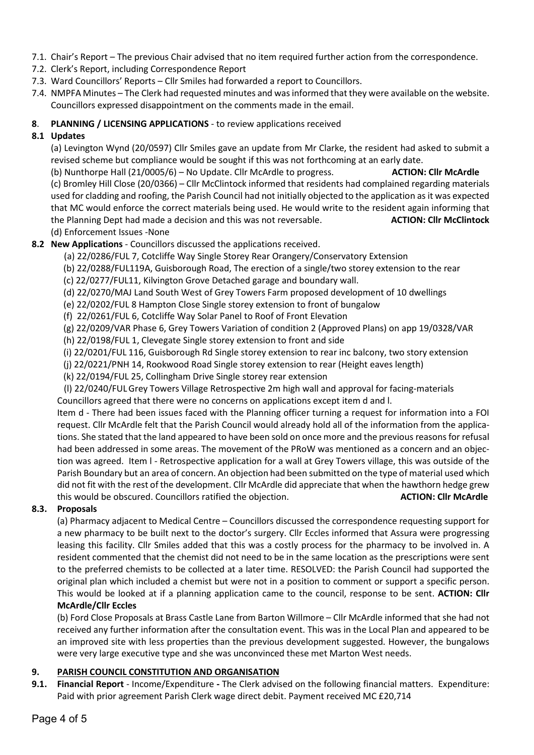7.1. Chair's Report – The previous Chair advised that no item required further action from the correspondence.
7.2. Clerk's Report, including Correspondence Report
7.3. Ward Councillors' Reports – Cllr Smiles had forwarded a report to Councillors.
7.4. NMPFA Minutes – The Clerk had requested minutes and was informed that they were available on the website. Councillors expressed disappointment on the comments made in the email.

**8**. **PLANNING / LICENSING APPLICATIONS** - to review applications received

**8.1 Updates**

(a) Levington Wynd (20/0597) Cllr Smiles gave an update from Mr Clarke, the resident had asked to submit a revised scheme but compliance would be sought if this was not forthcoming at an early date.

(b) Nunthorpe Hall (21/0005/6) – No Update. Cllr McArdle to progress. **ACTION: Cllr McArdle**

(c) Bromley Hill Close (20/0366) – Cllr McClintock informed that residents had complained regarding materials used for cladding and roofing, the Parish Council had not initially objected to the application as it was expected that MC would enforce the correct materials being used. He would write to the resident again informing that the Planning Dept had made a decision and this was not reversable. **ACTION: Cllr McClintock**

(d) Enforcement Issues -None

**8.2 New Applications** - Councillors discussed the applications received.

(a) 22/0286/FUL 7, Cotcliffe Way Single Storey Rear Orangery/Conservatory Extension
(b) 22/0288/FUL119A, Guisborough Road, The erection of a single/two storey extension to the rear
(c) 22/0277/FUL11, Kilvington Grove Detached garage and boundary wall.
(d) 22/0270/MAJ Land South West of Grey Towers Farm proposed development of 10 dwellings
(e) 22/0202/FUL 8 Hampton Close Single storey extension to front of bungalow
(f) 22/0261/FUL 6, Cotcliffe Way Solar Panel to Roof of Front Elevation
(g) 22/0209/VAR Phase 6, Grey Towers Variation of condition 2 (Approved Plans) on app 19/0328/VAR
(h) 22/0198/FUL 1, Clevegate Single storey extension to front and side
(i) 22/0201/FUL 116, Guisborough Rd Single storey extension to rear inc balcony, two story extension
(j) 22/0221/PNH 14, Rookwood Road Single storey extension to rear (Height eaves length)
(k) 22/0194/FUL 25, Collingham Drive Single storey rear extension
(l) 22/0240/FUL Grey Towers Village Retrospective 2m high wall and approval for facing-materials

Councillors agreed that there were no concerns on applications except item d and l.

Item d - There had been issues faced with the Planning officer turning a request for information into a FOI request. Cllr McArdle felt that the Parish Council would already hold all of the information from the applications. She stated that the land appeared to have been sold on once more and the previous reasons for refusal had been addressed in some areas. The movement of the PRoW was mentioned as a concern and an objection was agreed. Item l - Retrospective application for a wall at Grey Towers village, this was outside of the Parish Boundary but an area of concern. An objection had been submitted on the type of material used which did not fit with the rest of the development. Cllr McArdle did appreciate that when the hawthorn hedge grew this would be obscured. Councillors ratified the objection. **ACTION: Cllr McArdle**

**8.3. Proposals**

(a) Pharmacy adjacent to Medical Centre – Councillors discussed the correspondence requesting support for a new pharmacy to be built next to the doctor's surgery. Cllr Eccles informed that Assura were progressing leasing this facility. Cllr Smiles added that this was a costly process for the pharmacy to be involved in. A resident commented that the chemist did not need to be in the same location as the prescriptions were sent to the preferred chemists to be collected at a later time. RESOLVED: the Parish Council had supported the original plan which included a chemist but were not in a position to comment or support a specific person. This would be looked at if a planning application came to the council, response to be sent. **ACTION: Cllr McArdle/Cllr Eccles**

(b) Ford Close Proposals at Brass Castle Lane from Barton Willmore – Cllr McArdle informed that she had not received any further information after the consultation event. This was in the Local Plan and appeared to be an improved site with less properties than the previous development suggested. However, the bungalows were very large executive type and she was unconvinced these met Marton West needs.

**9. PARISH COUNCIL CONSTITUTION AND ORGANISATION**

**9.1. Financial Report** - Income/Expenditure **-** The Clerk advised on the following financial matters. Expenditure: Paid with prior agreement Parish Clerk wage direct debit. Payment received MC £20,714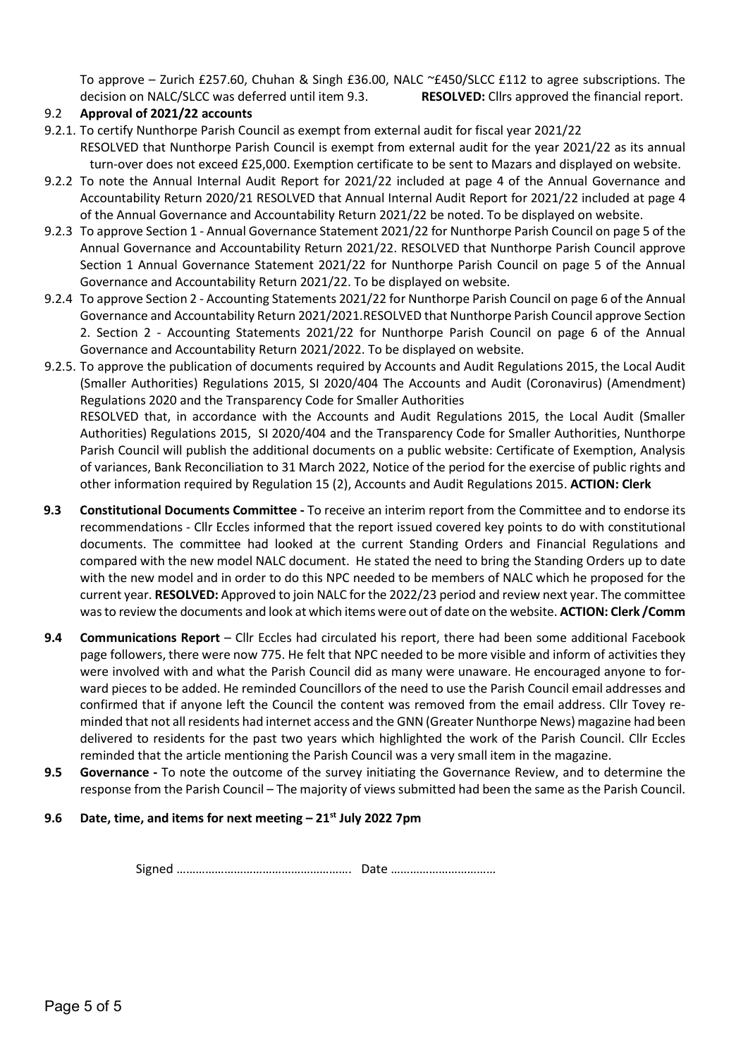To approve – Zurich £257.60, Chuhan & Singh £36.00, NALC ~£450/SLCC £112 to agree subscriptions. The decision on NALC/SLCC was deferred until item 9.3. **RESOLVED:** Cllrs approved the financial report.

9.2 **Approval of 2021/22 accounts**

9.2.1. To certify Nunthorpe Parish Council as exempt from external audit for fiscal year 2021/22
RESOLVED that Nunthorpe Parish Council is exempt from external audit for the year 2021/22 as its annual turn-over does not exceed £25,000. Exemption certificate to be sent to Mazars and displayed on website.

9.2.2 To note the Annual Internal Audit Report for 2021/22 included at page 4 of the Annual Governance and Accountability Return 2020/21 RESOLVED that Annual Internal Audit Report for 2021/22 included at page 4 of the Annual Governance and Accountability Return 2021/22 be noted. To be displayed on website.

9.2.3 To approve Section 1 - Annual Governance Statement 2021/22 for Nunthorpe Parish Council on page 5 of the Annual Governance and Accountability Return 2021/22. RESOLVED that Nunthorpe Parish Council approve Section 1 Annual Governance Statement 2021/22 for Nunthorpe Parish Council on page 5 of the Annual Governance and Accountability Return 2021/22. To be displayed on website.

9.2.4 To approve Section 2 - Accounting Statements 2021/22 for Nunthorpe Parish Council on page 6 of the Annual Governance and Accountability Return 2021/2021.RESOLVED that Nunthorpe Parish Council approve Section 2. Section 2 - Accounting Statements 2021/22 for Nunthorpe Parish Council on page 6 of the Annual Governance and Accountability Return 2021/2022. To be displayed on website.

9.2.5. To approve the publication of documents required by Accounts and Audit Regulations 2015, the Local Audit (Smaller Authorities) Regulations 2015, SI 2020/404 The Accounts and Audit (Coronavirus) (Amendment) Regulations 2020 and the Transparency Code for Smaller Authorities
RESOLVED that, in accordance with the Accounts and Audit Regulations 2015, the Local Audit (Smaller Authorities) Regulations 2015, SI 2020/404 and the Transparency Code for Smaller Authorities, Nunthorpe Parish Council will publish the additional documents on a public website: Certificate of Exemption, Analysis of variances, Bank Reconciliation to 31 March 2022, Notice of the period for the exercise of public rights and other information required by Regulation 15 (2), Accounts and Audit Regulations 2015. **ACTION: Clerk**

**9.3 Constitutional Documents Committee -** To receive an interim report from the Committee and to endorse its recommendations - Cllr Eccles informed that the report issued covered key points to do with constitutional documents. The committee had looked at the current Standing Orders and Financial Regulations and compared with the new model NALC document. He stated the need to bring the Standing Orders up to date with the new model and in order to do this NPC needed to be members of NALC which he proposed for the current year. **RESOLVED:** Approved to join NALC for the 2022/23 period and review next year. The committee was to review the documents and look at which items were out of date on the website. **ACTION: Clerk /Comm**

**9.4 Communications Report** – Cllr Eccles had circulated his report, there had been some additional Facebook page followers, there were now 775. He felt that NPC needed to be more visible and inform of activities they were involved with and what the Parish Council did as many were unaware. He encouraged anyone to forward pieces to be added. He reminded Councillors of the need to use the Parish Council email addresses and confirmed that if anyone left the Council the content was removed from the email address. Cllr Tovey reminded that not all residents had internet access and the GNN (Greater Nunthorpe News) magazine had been delivered to residents for the past two years which highlighted the work of the Parish Council. Cllr Eccles reminded that the article mentioning the Parish Council was a very small item in the magazine.

**9.5 Governance -** To note the outcome of the survey initiating the Governance Review, and to determine the response from the Parish Council – The majority of views submitted had been the same as the Parish Council.

**9.6 Date, time, and items for next meeting – 21st July 2022 7pm**

Signed ………………………………………………. Date ……………………………